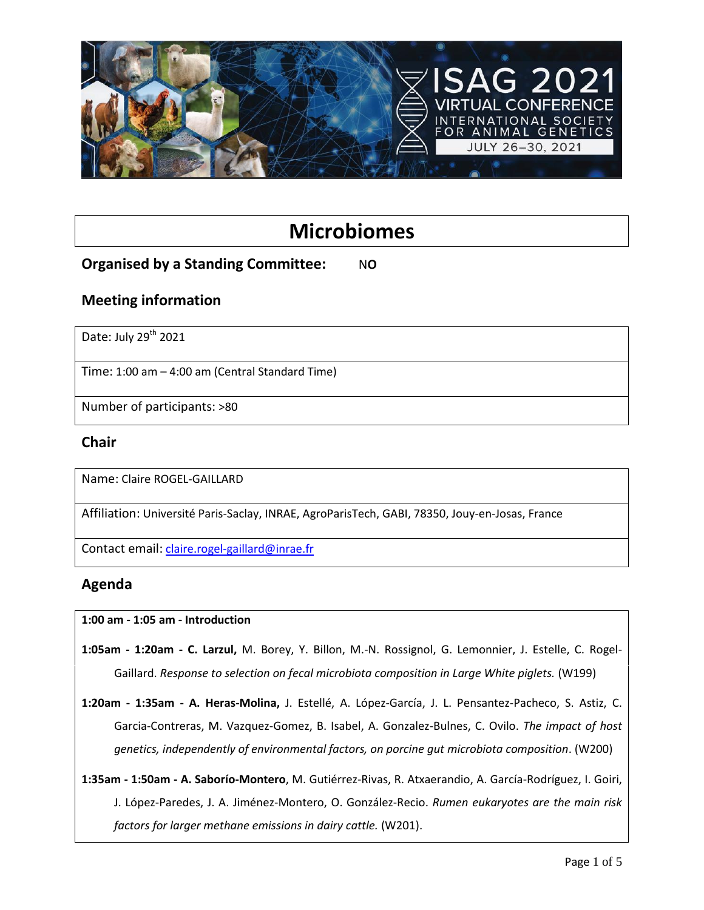# Microbiomes

**Organised by a Standing Committee:** NO

## Meeting information

| Date: July 29th 2021 |
|---|
| Time: 1:00 am – 4:00 am (Central Standard Time) |
| Number of participants: >80 |

## Chair

| Name: Claire ROGEL-GAILLARD |
|---|
| Affiliation: Université Paris-Saclay, INRAE, AgroParisTech, GABI, 78350, Jouy-en-Josas, France |
| Contact email: claire.rogel-gaillard@inrae.fr |

## Agenda

**1:00 am - 1:05 am - Introduction**

**1:05am - 1:20am - C. Larzul,** M. Borey, Y. Billon, M.-N. Rossignol, G. Lemonnier, J. Estelle, C. Rogel-Gaillard. *Response to selection on fecal microbiota composition in Large White piglets.* (W199)

**1:20am - 1:35am - A. Heras-Molina,** J. Estellé, A. López-García, J. L. Pensantez-Pacheco, S. Astiz, C. Garcia-Contreras, M. Vazquez-Gomez, B. Isabel, A. Gonzalez-Bulnes, C. Ovilo. *The impact of host genetics, independently of environmental factors, on porcine gut microbiota composition*. (W200)

**1:35am - 1:50am - A. Saborío-Montero**, M. Gutiérrez-Rivas, R. Atxaerandio, A. García-Rodríguez, I. Goiri, J. López-Paredes, J. A. Jiménez-Montero, O. González-Recio. *Rumen eukaryotes are the main risk factors for larger methane emissions in dairy cattle.* (W201).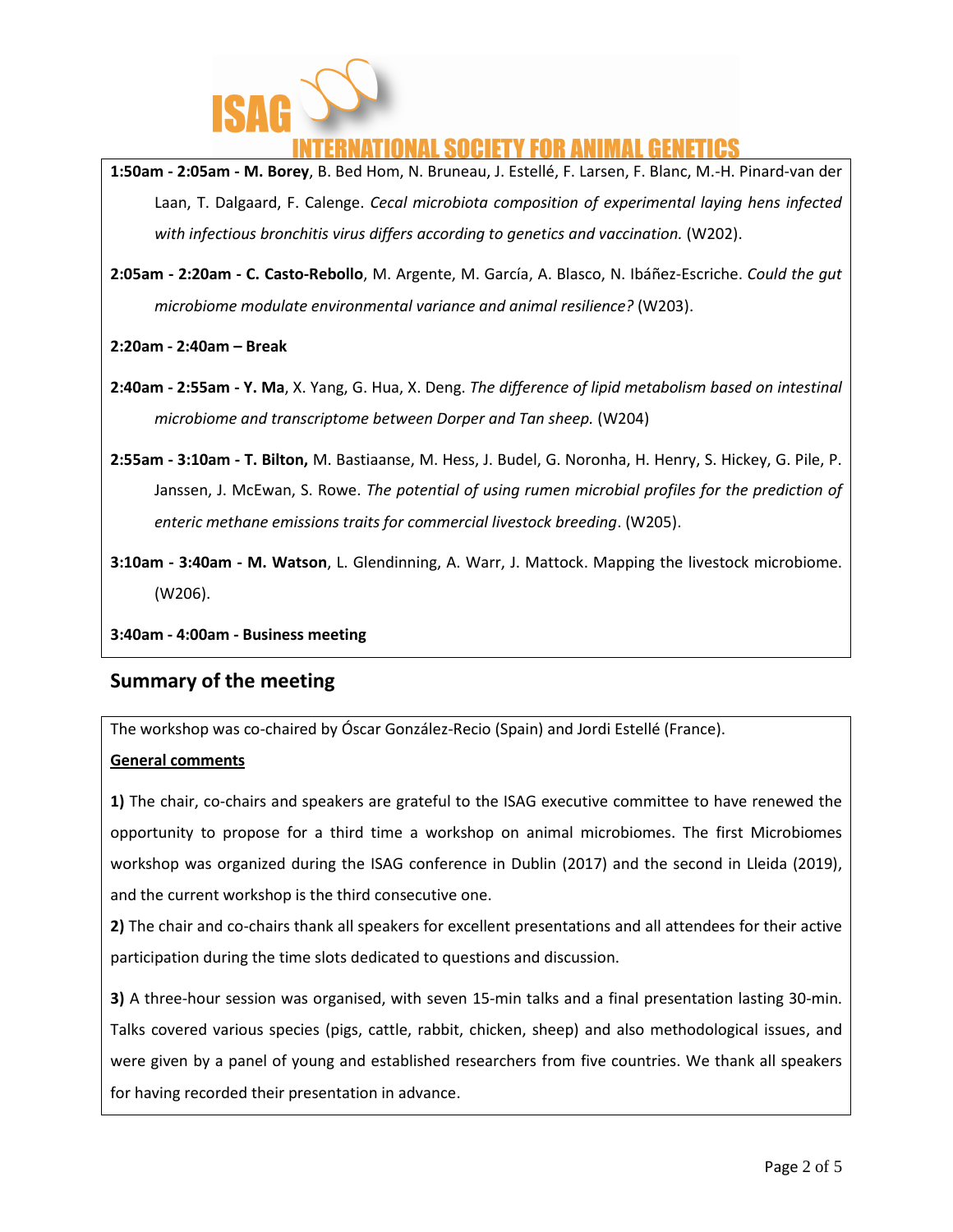**1:50am - 2:05am - M. Borey**, B. Bed Hom, N. Bruneau, J. Estellé, F. Larsen, F. Blanc, M.-H. Pinard-van der Laan, T. Dalgaard, F. Calenge. *Cecal microbiota composition of experimental laying hens infected with infectious bronchitis virus differs according to genetics and vaccination.* (W202).

**2:05am - 2:20am - C. Casto-Rebollo**, M. Argente, M. García, A. Blasco, N. Ibáñez-Escriche. *Could the gut microbiome modulate environmental variance and animal resilience?* (W203).

**2:20am - 2:40am – Break**

**2:40am - 2:55am - Y. Ma**, X. Yang, G. Hua, X. Deng. *The difference of lipid metabolism based on intestinal microbiome and transcriptome between Dorper and Tan sheep.* (W204)

**2:55am - 3:10am - T. Bilton,** M. Bastiaanse, M. Hess, J. Budel, G. Noronha, H. Henry, S. Hickey, G. Pile, P. Janssen, J. McEwan, S. Rowe. *The potential of using rumen microbial profiles for the prediction of enteric methane emissions traits for commercial livestock breeding*. (W205).

**3:10am - 3:40am - M. Watson**, L. Glendinning, A. Warr, J. Mattock. Mapping the livestock microbiome. (W206).

**3:40am - 4:00am - Business meeting**

## Summary of the meeting

The workshop was co-chaired by Óscar González-Recio (Spain) and Jordi Estellé (France).

**General comments**

**1)** The chair, co-chairs and speakers are grateful to the ISAG executive committee to have renewed the opportunity to propose for a third time a workshop on animal microbiomes. The first Microbiomes workshop was organized during the ISAG conference in Dublin (2017) and the second in Lleida (2019), and the current workshop is the third consecutive one.

**2)** The chair and co-chairs thank all speakers for excellent presentations and all attendees for their active participation during the time slots dedicated to questions and discussion.

**3)** A three-hour session was organised, with seven 15-min talks and a final presentation lasting 30-min. Talks covered various species (pigs, cattle, rabbit, chicken, sheep) and also methodological issues, and were given by a panel of young and established researchers from five countries. We thank all speakers for having recorded their presentation in advance.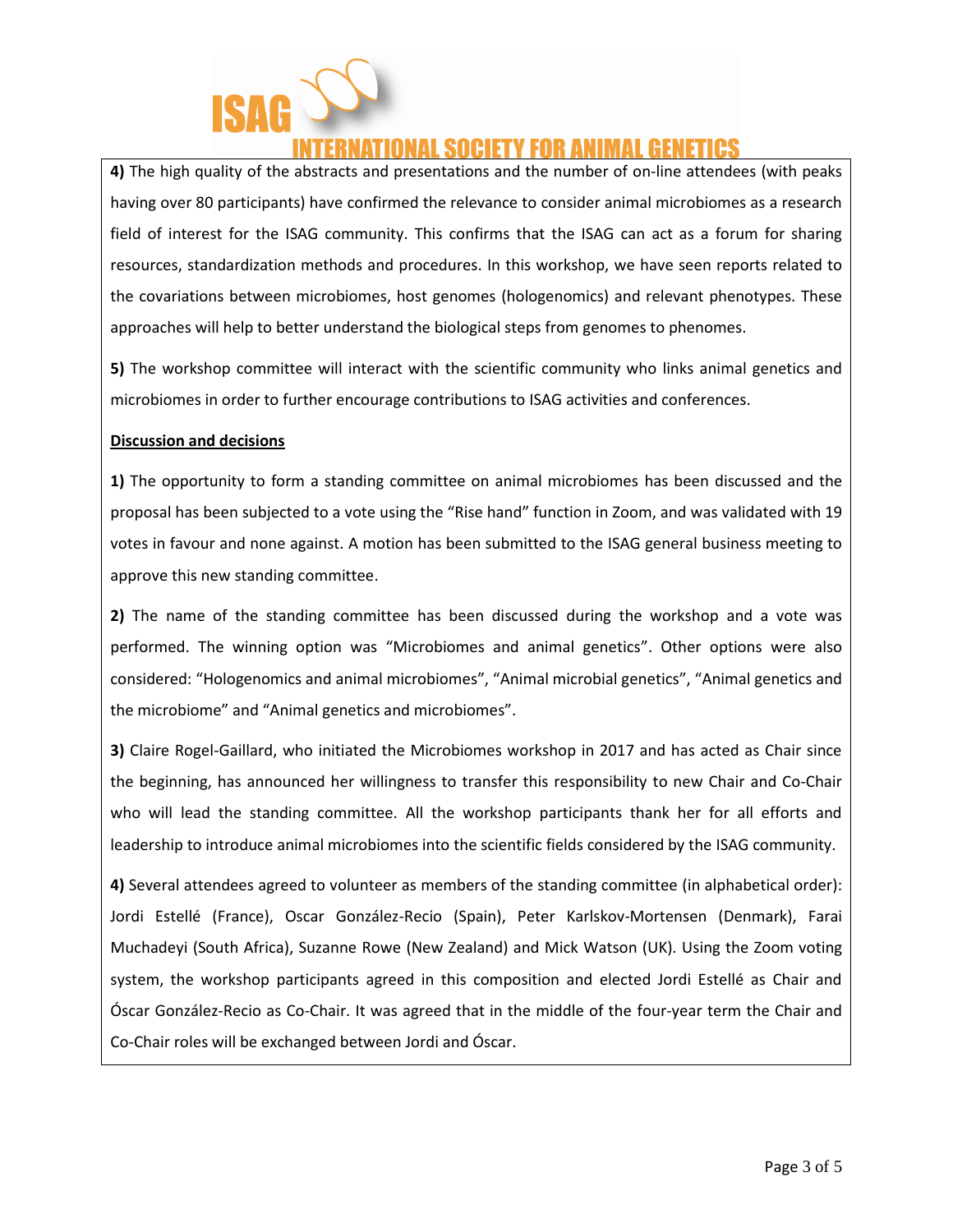**4)** The high quality of the abstracts and presentations and the number of on-line attendees (with peaks having over 80 participants) have confirmed the relevance to consider animal microbiomes as a research field of interest for the ISAG community. This confirms that the ISAG can act as a forum for sharing resources, standardization methods and procedures. In this workshop, we have seen reports related to the covariations between microbiomes, host genomes (hologenomics) and relevant phenotypes. These approaches will help to better understand the biological steps from genomes to phenomes.

**5)** The workshop committee will interact with the scientific community who links animal genetics and microbiomes in order to further encourage contributions to ISAG activities and conferences.

**Discussion and decisions**

**1)** The opportunity to form a standing committee on animal microbiomes has been discussed and the proposal has been subjected to a vote using the "Rise hand" function in Zoom, and was validated with 19 votes in favour and none against. A motion has been submitted to the ISAG general business meeting to approve this new standing committee.

**2)** The name of the standing committee has been discussed during the workshop and a vote was performed. The winning option was "Microbiomes and animal genetics". Other options were also considered: "Hologenomics and animal microbiomes", "Animal microbial genetics", "Animal genetics and the microbiome" and "Animal genetics and microbiomes".

**3)** Claire Rogel-Gaillard, who initiated the Microbiomes workshop in 2017 and has acted as Chair since the beginning, has announced her willingness to transfer this responsibility to new Chair and Co-Chair who will lead the standing committee. All the workshop participants thank her for all efforts and leadership to introduce animal microbiomes into the scientific fields considered by the ISAG community.

**4)** Several attendees agreed to volunteer as members of the standing committee (in alphabetical order): Jordi Estellé (France), Oscar González-Recio (Spain), Peter Karlskov-Mortensen (Denmark), Farai Muchadeyi (South Africa), Suzanne Rowe (New Zealand) and Mick Watson (UK). Using the Zoom voting system, the workshop participants agreed in this composition and elected Jordi Estellé as Chair and Óscar González-Recio as Co-Chair. It was agreed that in the middle of the four-year term the Chair and Co-Chair roles will be exchanged between Jordi and Óscar.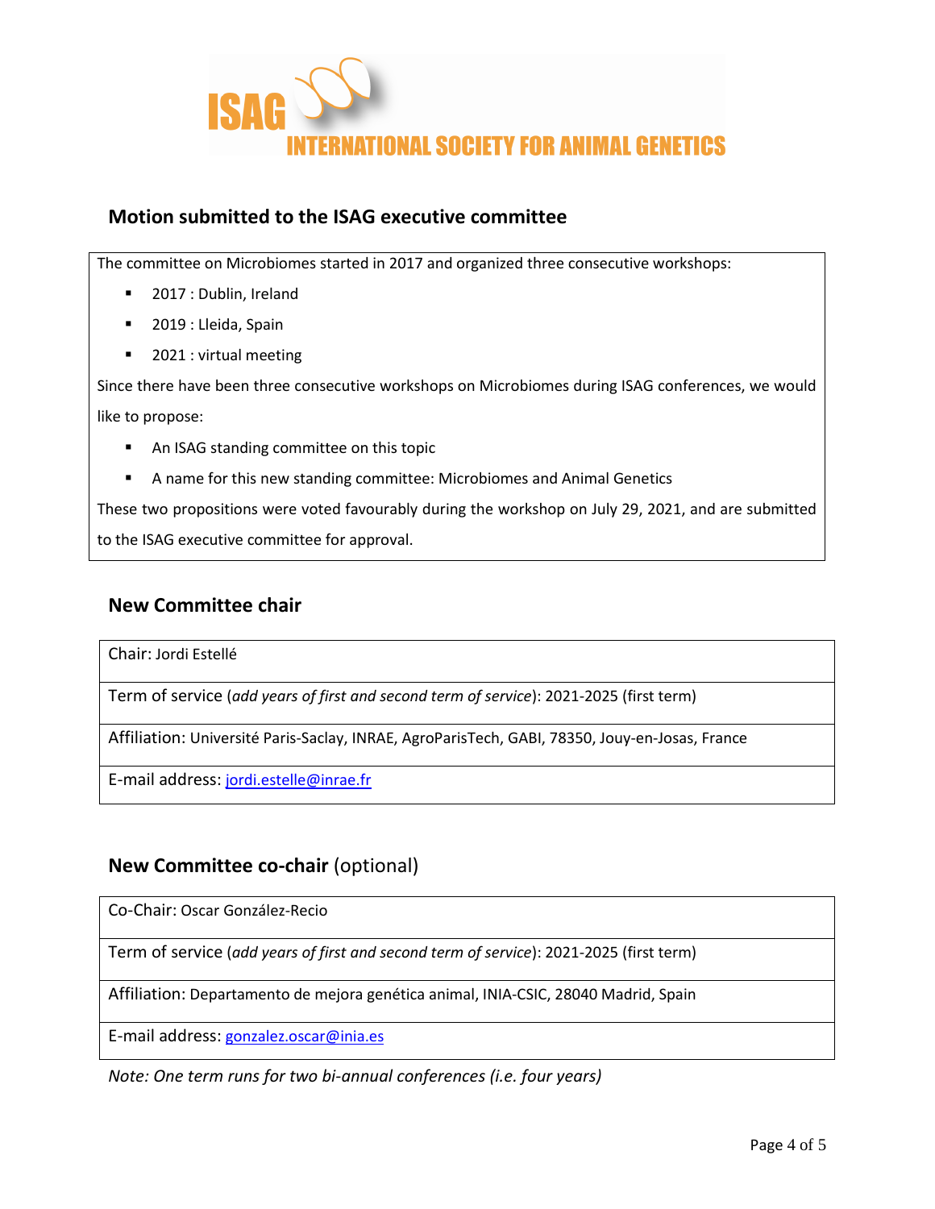ISAG INTERNATIONAL SOCIETY FOR ANIMAL GENETICS

## Motion submitted to the ISAG executive committee

The committee on Microbiomes started in 2017 and organized three consecutive workshops:

- 2017 : Dublin, Ireland
- 2019 : Lleida, Spain
- 2021 : virtual meeting

Since there have been three consecutive workshops on Microbiomes during ISAG conferences, we would like to propose:

- An ISAG standing committee on this topic
- A name for this new standing committee: Microbiomes and Animal Genetics

These two propositions were voted favourably during the workshop on July 29, 2021, and are submitted to the ISAG executive committee for approval.

## New Committee chair

| Chair: Jordi Estellé |
|---|
| Term of service (*add years of first and second term of service*): 2021-2025 (first term) |
| Affiliation: Université Paris-Saclay, INRAE, AgroParisTech, GABI, 78350, Jouy-en-Josas, France |
| E-mail address: jordi.estelle@inrae.fr |

## New Committee co-chair (optional)

| Co-Chair: Oscar González-Recio |
|---|
| Term of service (*add years of first and second term of service*): 2021-2025 (first term) |
| Affiliation: Departamento de mejora genética animal, INIA-CSIC, 28040 Madrid, Spain |
| E-mail address: gonzalez.oscar@inia.es |

*Note: One term runs for two bi-annual conferences (i.e. four years)*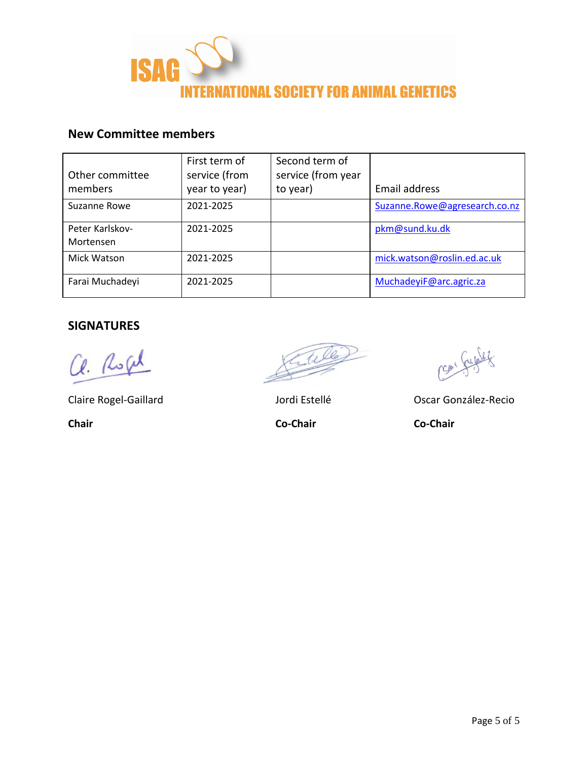## New Committee members

| Other committee members | First term of service (from year to year) | Second term of service (from year to year) | Email address |
|---|---|---|---|
| Suzanne Rowe | 2021-2025 | | Suzanne.Rowe@agresearch.co.nz |
| Peter Karlskov-Mortensen | 2021-2025 | | pkm@sund.ku.dk |
| Mick Watson | 2021-2025 | | mick.watson@roslin.ed.ac.uk |
| Farai Muchadeyi | 2021-2025 | | MuchadeyiF@arc.agric.za |

## SIGNATURES

Claire Rogel-Gaillard

**Chair**

Jordi Estellé

**Co-Chair**

Oscar González-Recio

**Co-Chair**